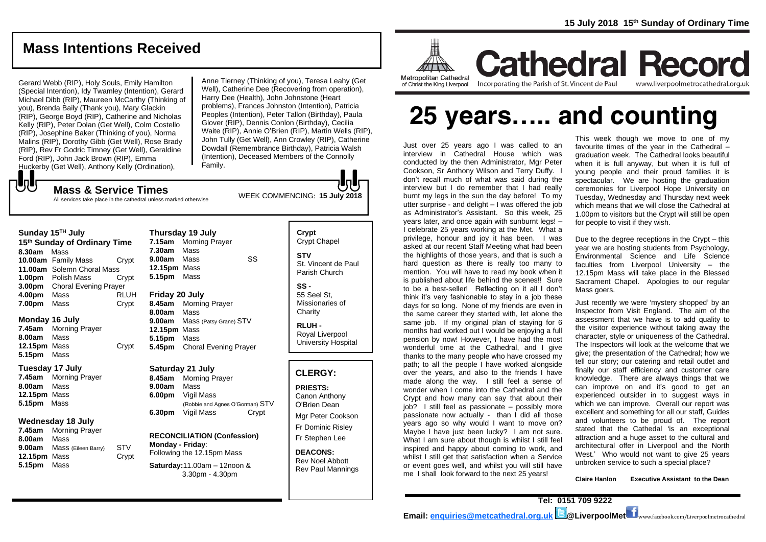15 July 2018 15th Sunday of Ordinary Time

# Cathedral Record

Metropolitan Cathedral of Christ the King Liverpool — Incorporating the Parish of St. Vincent de Paul — www.liverpoolmetrocathedral.org.uk

# 25 years….. and counting

Just over 25 years ago I was called to an interview in Cathedral House which was conducted by the then Administrator, Mgr Peter Cookson, Sr Anthony Wilson and Terry Duffy. I don't recall much of what was said during the interview but I do remember that I had really burnt my legs in the sun the day before! To my utter surprise - and delight – I was offered the job as Administrator's Assistant. So this week, 25 years later, and once again with sunburnt legs! – I celebrate 25 years working at the Met. What a privilege, honour and joy it has been. I was asked at our recent Staff Meeting what had been the highlights of those years, and that is such a hard question as there is really too many to mention. You will have to read my book when it is published about life behind the scenes!! Sure to be a best-seller! Reflecting on it all I don't think it's very fashionable to stay in a job these days for so long. None of my friends are even in the same career they started with, let alone the same job. If my original plan of staying for 6 months had worked out I would be enjoying a full pension by now! However, I have had the most wonderful time at the Cathedral, and I give thanks to the many people who have crossed my path; to all the people I have worked alongside over the years, and also to the friends I have made along the way. I still feel a sense of wonder when I come into the Cathedral and the Crypt and how many can say that about their job? I still feel as passionate – possibly more passionate now actually - than I did all those years ago so why would I want to move on? Maybe I have just been lucky? I am not sure. What I am sure about though is whilst I still feel inspired and happy about coming to work, and whilst I still get that satisfaction when a Service or event goes well, and whilst you will still have me I shall look forward to the next 25 years!

This week though we move to one of my favourite times of the year in the Cathedral – graduation week. The Cathedral looks beautiful when it is full anyway, but when it is full of young people and their proud families it is spectacular. We are hosting the graduation ceremonies for Liverpool Hope University on Tuesday, Wednesday and Thursday next week which means that we will close the Cathedral at 1.00pm to visitors but the Crypt will still be open for people to visit if they wish.

Due to the degree receptions in the Crypt – this year we are hosting students from Psychology, Environmental Science and Life Science faculties from Liverpool University – the 12.15pm Mass will take place in the Blessed Sacrament Chapel. Apologies to our regular Mass goers.

Just recently we were 'mystery shopped' by an Inspector from Visit England. The aim of the assessment that we have is to add quality to the visitor experience without taking away the character, style or uniqueness of the Cathedral. The Inspectors will look at the welcome that we give; the presentation of the Cathedral; how we tell our story; our catering and retail outlet and finally our staff efficiency and customer care knowledge. There are always things that we can improve on and it's good to get an experienced outsider in to suggest ways in which we can improve. Overall our report was excellent and something for all our staff, Guides and volunteers to be proud of. The report stated that the Cathedal 'is an exceptional attraction and a huge asset to the cultural and architectural offer in Liverpool and the North West.' Who would not want to give 25 years unbroken service to such a special place?

**Claire Hanlon Executive Assistant to the Dean**

## Mass Intentions Received

Gerard Webb (RIP), Holy Souls, Emily Hamilton (Special Intention), Idy Twamley (Intention), Gerard Michael Dibb (RIP), Maureen McCarthy (Thinking of you), Brenda Baily (Thank you), Mary Glackin (RIP), George Boyd (RIP), Catherine and Nicholas Kelly (RIP), Peter Dolan (Get Well), Colm Costello (RIP), Josephine Baker (Thinking of you), Norma Malins (RIP), Dorothy Gibb (Get Well), Rose Brady (RIP), Rev Fr Godric Timney (Get Well), Geraldine Ford (RIP), John Jack Brown (RIP), Emma Huckerby (Get Well), Anthony Kelly (Ordination), Anne Tierney (Thinking of you), Teresa Leahy (Get Well), Catherine Dee (Recovering from operation), Harry Dee (Health), John Johnstone (Heart problems), Frances Johnston (Intention), Patricia Peoples (Intention), Peter Tallon (Birthday), Paula Glover (RIP), Dennis Conlon (Birthday), Cecilia Waite (RIP), Annie O'Brien (RIP), Martin Wells (RIP), John Tully (Get Well), Ann Crowley (RIP), Catherine Dowdall (Remembrance Birthday), Patricia Walsh (Intention), Deceased Members of the Connolly Family.

## Mass & Service Times

All services take place in the cathedral unless marked otherwise

WEEK COMMENCING: **15 July 2018**

### Sunday 15th July
**15th Sunday of Ordinary Time**

| | | |
|---|---|---|
| **8.30am** | Mass | |
| **10.00am** | Family Mass | Crypt |
| **11.00am** | Solemn Choral Mass | |
| **1.00pm** | Polish Mass | Crypt |
| **3.00pm** | Choral Evening Prayer | |
| **4.00pm** | Mass | RLUH |
| **7.00pm** | Mass | Crypt |

### Monday 16 July

| | | |
|---|---|---|
| **7.45am** | Morning Prayer | |
| **8.00am** | Mass | |
| **12.15pm** | Mass | Crypt |
| **5.15pm** | Mass | |

### Tuesday 17 July

| | | |
|---|---|---|
| **7.45am** | Morning Prayer | |
| **8.00am** | Mass | |
| **12.15pm** | Mass | |
| **5.15pm** | Mass | |

### Wednesday 18 July

| | | |
|---|---|---|
| **7.45am** | Morning Prayer | |
| **8.00am** | Mass | |
| **9.00am** | Mass (Eileen Barry) | STV |
| **12.15pm** | Mass | Crypt |
| **5.15pm** | Mass | |

### Thursday 19 July

| | | |
|---|---|---|
| **7.15am** | Morning Prayer | |
| **7.30am** | Mass | |
| **9.00am** | Mass | SS |
| **12.15pm** | Mass | |
| **5.15pm** | Mass | |

### Friday 20 July

| | | |
|---|---|---|
| **8.45am** | Morning Prayer | |
| **8.00am** | Mass | |
| **9.00am** | Mass (Patsy Grane) | STV |
| **12.15pm** | Mass | |
| **5.15pm** | Mass | |
| **5.45pm** | Choral Evening Prayer | |

### Saturday 21 July

| | | |
|---|---|---|
| **8.45am** | Morning Prayer | |
| **9.00am** | Mass | |
| **6.00pm** | Vigil Mass (Robbie and Agnes O'Gorman) | STV |
| **6.30pm** | Vigil Mass | Crypt |

**RECONCILIATION (Confession)**
**Monday - Friday**: Following the 12.15pm Mass
**Saturday:** 11.00am – 12noon & 3.30pm - 4.30pm

**Crypt** Crypt Chapel
**STV** St. Vincent de Paul Parish Church
**SS -** 55 Seel St, Missionaries of Charity
**RLUH -** Royal Liverpool University Hospital

## CLERGY:

**PRIESTS:**
Canon Anthony O'Brien Dean
Mgr Peter Cookson
Fr Dominic Risley
Fr Stephen Lee

**DEACONS:**
Rev Noel Abbott
Rev Paul Mannings

**Tel: 0151 709 9222**
**Email: enquiries@metcathedral.org.uk @LiverpoolMet** www.facebook.com/Liverpoolmetrocathedral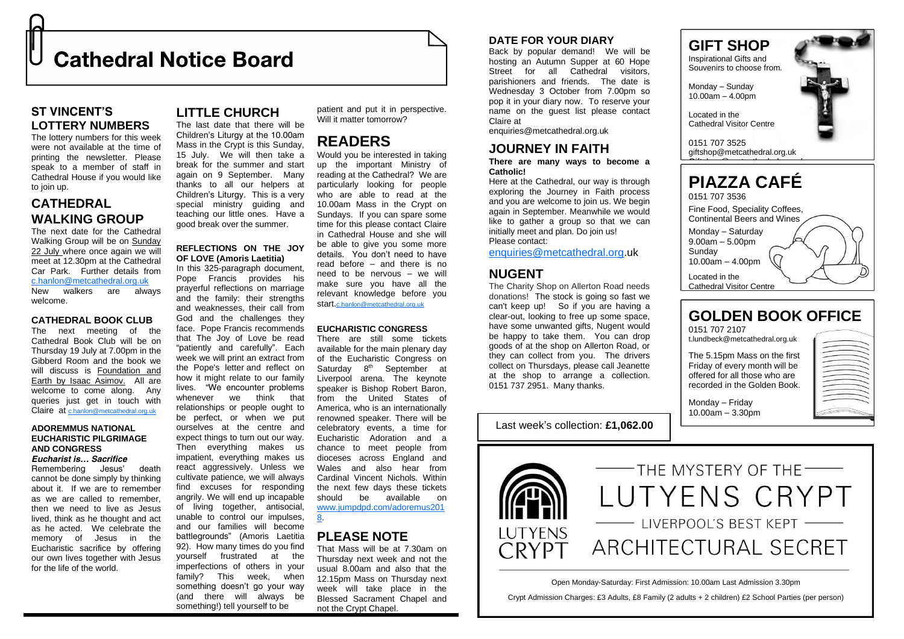# Cathedral Notice Board

## ST VINCENT'S LOTTERY NUMBERS

The lottery numbers for this week were not available at the time of printing the newsletter. Please speak to a member of staff in Cathedral House if you would like to join up.

## CATHEDRAL WALKING GROUP

The next date for the Cathedral Walking Group will be on Sunday 22 July where once again we will meet at 12.30pm at the Cathedral Car Park. Further details from c.hanlon@metcathedral.org.uk New walkers are always welcome.

### CATHEDRAL BOOK CLUB

The next meeting of the Cathedral Book Club will be on Thursday 19 July at 7.00pm in the Gibberd Room and the book we will discuss is Foundation and Earth by Isaac Asimov. All are welcome to come along. Any queries just get in touch with Claire at c.hanlon@metcathedral.org.uk

### ADOREMMUS NATIONAL EUCHARISTIC PILGRIMAGE AND CONGRESS

***Eucharist is… Sacrifice***

Remembering Jesus' death cannot be done simply by thinking about it. If we are to remember as we are called to remember, then we need to live as Jesus lived, think as he thought and act as he acted. We celebrate the memory of Jesus in the Eucharistic sacrifice by offering our own lives together with Jesus for the life of the world.

## LITTLE CHURCH

The last date that there will be Children's Liturgy at the 10.00am Mass in the Crypt is this Sunday, 15 July. We will then take a break for the summer and start again on 9 September. Many thanks to all our helpers at Children's Liturgy. This is a very special ministry guiding and teaching our little ones. Have a good break over the summer.

### REFLECTIONS ON THE JOY OF LOVE (Amoris Laetitia)

In this 325-paragraph document, Pope Francis provides his prayerful reflections on marriage and the family: their strengths and weaknesses, their call from God and the challenges they face. Pope Francis recommends that The Joy of Love be read "patiently and carefully". Each week we will print an extract from the Pope's letter and reflect on how it might relate to our family lives. "We encounter problems whenever we think that relationships or people ought to be perfect, or when we put ourselves at the centre and expect things to turn out our way. Then everything makes us impatient, everything makes us react aggressively. Unless we cultivate patience, we will always find excuses for responding angrily. We will end up incapable of living together, antisocial, unable to control our impulses, and our families will become battlegrounds" (Amoris Laetitia 92). How many times do you find yourself frustrated at the imperfections of others in your family? This week, when something doesn't go your way (and there will always be something!) tell yourself to be patient and put it in perspective. Will it matter tomorrow?

## READERS

Would you be interested in taking up the important Ministry of reading at the Cathedral? We are particularly looking for people who are able to read at the 10.00am Mass in the Crypt on Sundays. If you can spare some time for this please contact Claire in Cathedral House and she will be able to give you some more details. You don't need to have read before – and there is no need to be nervous – we will make sure you have all the relevant knowledge before you start. c.hanlon@metcathedral.org.uk

### EUCHARISTIC CONGRESS

There are still some tickets available for the main plenary day of the Eucharistic Congress on Saturday 8th September at Liverpool arena. The keynote speaker is Bishop Robert Baron, from the United States of America, who is an internationally renowned speaker. There will be celebratory events, a time for Eucharistic Adoration and a chance to meet people from dioceses across England and Wales and also hear from Cardinal Vincent Nichols. Within the next few days these tickets should be available on www.jumpdpd.com/adoremus2018.

## PLEASE NOTE

That Mass will be at 7.30am on Thursday next week and not the usual 8.00am and also that the 12.15pm Mass on Thursday next week will take place in the Blessed Sacrament Chapel and not the Crypt Chapel.

### DATE FOR YOUR DIARY

Back by popular demand! We will be hosting an Autumn Supper at 60 Hope Street for all Cathedral visitors, parishioners and friends. The date is Wednesday 3 October from 7.00pm so pop it in your diary now. To reserve your name on the guest list please contact Claire at enquiries@metcathedral.org.uk

## JOURNEY IN FAITH

**There are many ways to become a Catholic!**

Here at the Cathedral, our way is through exploring the Journey in Faith process and you are welcome to join us. We begin again in September. Meanwhile we would like to gather a group so that we can initially meet and plan. Do join us! Please contact:

enquiries@metcathedral.org.uk

## NUGENT

The Charity Shop on Allerton Road needs donations! The stock is going so fast we can't keep up! So if you are having a clear-out, looking to free up some space, have some unwanted gifts, Nugent would be happy to take them. You can drop goods of at the shop on Allerton Road, or they can collect from you. The drivers collect on Thursdays, please call Jeanette at the shop to arrange a collection. 0151 737 2951. Many thanks.

Last week's collection: **£1,062.00**

## GIFT SHOP

Inspirational Gifts and Souvenirs to choose from.

Monday – Sunday
10.00am – 4.00pm

Located in the Cathedral Visitor Centre

0151 707 3525
giftshop@metcathedral.org.uk

## PIAZZA CAFÉ

0151 707 3536

Fine Food, Speciality Coffees, Continental Beers and Wines

Monday – Saturday
9.00am – 5.00pm
Sunday
10.00am – 4.00pm

Located in the Cathedral Visitor Centre

## GOLDEN BOOK OFFICE

0151 707 2107
t.lundbeck@metcathedral.org.uk

The 5.15pm Mass on the first Friday of every month will be offered for all those who are recorded in the Golden Book.

Monday – Friday
10.00am – 3.30pm

LUTYENS CRYPT

THE MYSTERY OF THE LUTYENS CRYPT — LIVERPOOL'S BEST KEPT — ARCHITECTURAL SECRET

Open Monday-Saturday: First Admission: 10.00am Last Admission 3.30pm

Crypt Admission Charges: £3 Adults, £8 Family (2 adults + 2 children) £2 School Parties (per person)